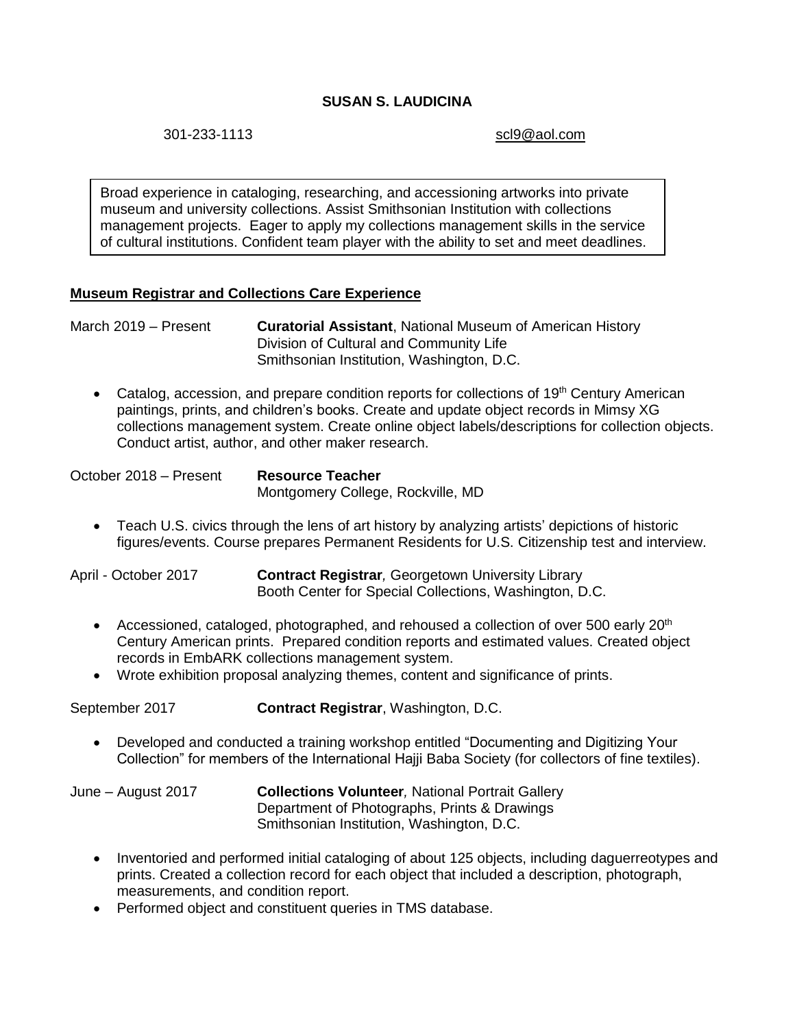# SUSAN S. LAUDICINA

301-233-1113 scl9@aol.com

Broad experience in cataloging, researching, and accessioning artworks into private museum and university collections. Assist Smithsonian Institution with collections management projects. Eager to apply my collections management skills in the service of cultural institutions. Confident team player with the ability to set and meet deadlines.

## Museum Registrar and Collections Care Experience

March 2019 – Present **Curatorial Assistant**, National Museum of American History
Division of Cultural and Community Life
Smithsonian Institution, Washington, D.C.

- Catalog, accession, and prepare condition reports for collections of 19th Century American paintings, prints, and children's books. Create and update object records in Mimsy XG collections management system. Create online object labels/descriptions for collection objects. Conduct artist, author, and other maker research.

October 2018 – Present **Resource Teacher**
Montgomery College, Rockville, MD

- Teach U.S. civics through the lens of art history by analyzing artists' depictions of historic figures/events. Course prepares Permanent Residents for U.S. Citizenship test and interview.

April - October 2017 **Contract Registrar***,* Georgetown University Library
Booth Center for Special Collections, Washington, D.C.

- Accessioned, cataloged, photographed, and rehoused a collection of over 500 early 20th Century American prints. Prepared condition reports and estimated values. Created object records in EmbARK collections management system.
- Wrote exhibition proposal analyzing themes, content and significance of prints.

September 2017 **Contract Registrar**, Washington, D.C.

- Developed and conducted a training workshop entitled "Documenting and Digitizing Your Collection" for members of the International Hajji Baba Society (for collectors of fine textiles).

June – August 2017 **Collections Volunteer***,* National Portrait Gallery
Department of Photographs, Prints & Drawings
Smithsonian Institution, Washington, D.C.

- Inventoried and performed initial cataloging of about 125 objects, including daguerreotypes and prints. Created a collection record for each object that included a description, photograph, measurements, and condition report.
- Performed object and constituent queries in TMS database.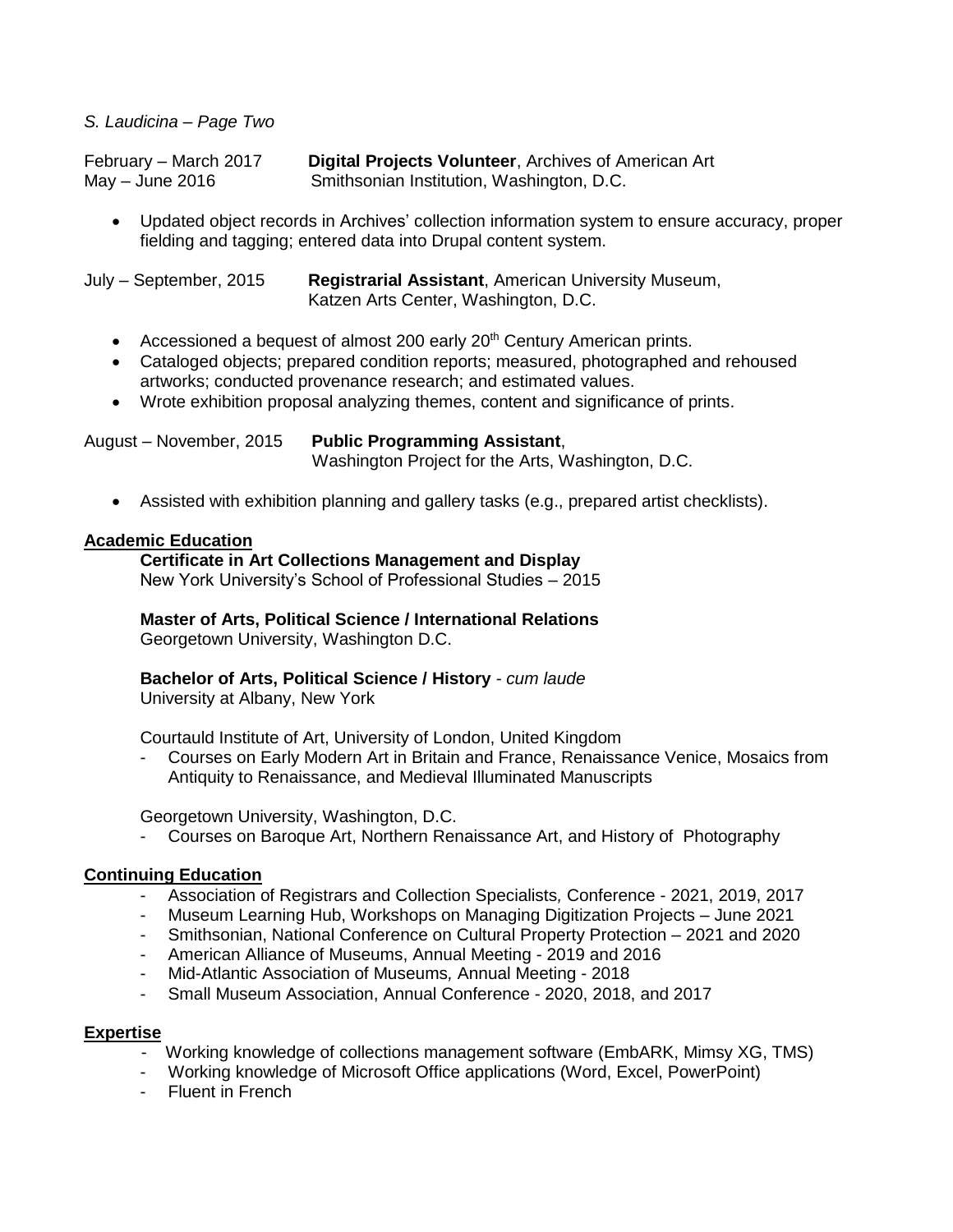February – March 2017 **Digital Projects Volunteer**, Archives of American Art
May – June 2016 Smithsonian Institution, Washington, D.C.

- Updated object records in Archives' collection information system to ensure accuracy, proper fielding and tagging; entered data into Drupal content system.

July – September, 2015 **Registrarial Assistant**, American University Museum, Katzen Arts Center, Washington, D.C.

- Accessioned a bequest of almost 200 early 20th Century American prints.
- Cataloged objects; prepared condition reports; measured, photographed and rehoused artworks; conducted provenance research; and estimated values.
- Wrote exhibition proposal analyzing themes, content and significance of prints.

August – November, 2015 **Public Programming Assistant**, Washington Project for the Arts, Washington, D.C.

- Assisted with exhibition planning and gallery tasks (e.g., prepared artist checklists).

## Academic Education

**Certificate in Art Collections Management and Display**
New York University's School of Professional Studies – 2015

**Master of Arts, Political Science / International Relations**
Georgetown University, Washington D.C.

**Bachelor of Arts, Political Science / History** - *cum laude*
University at Albany, New York

Courtauld Institute of Art, University of London, United Kingdom

- Courses on Early Modern Art in Britain and France, Renaissance Venice, Mosaics from Antiquity to Renaissance, and Medieval Illuminated Manuscripts

Georgetown University, Washington, D.C.

- Courses on Baroque Art, Northern Renaissance Art, and History of Photography

## Continuing Education

- Association of Registrars and Collection Specialists, Conference - 2021, 2019, 2017
- Museum Learning Hub, Workshops on Managing Digitization Projects – June 2021
- Smithsonian, National Conference on Cultural Property Protection – 2021 and 2020
- American Alliance of Museums, Annual Meeting - 2019 and 2016
- Mid-Atlantic Association of Museums, Annual Meeting - 2018
- Small Museum Association, Annual Conference - 2020, 2018, and 2017

## Expertise

- Working knowledge of collections management software (EmbARK, Mimsy XG, TMS)
- Working knowledge of Microsoft Office applications (Word, Excel, PowerPoint)
- Fluent in French